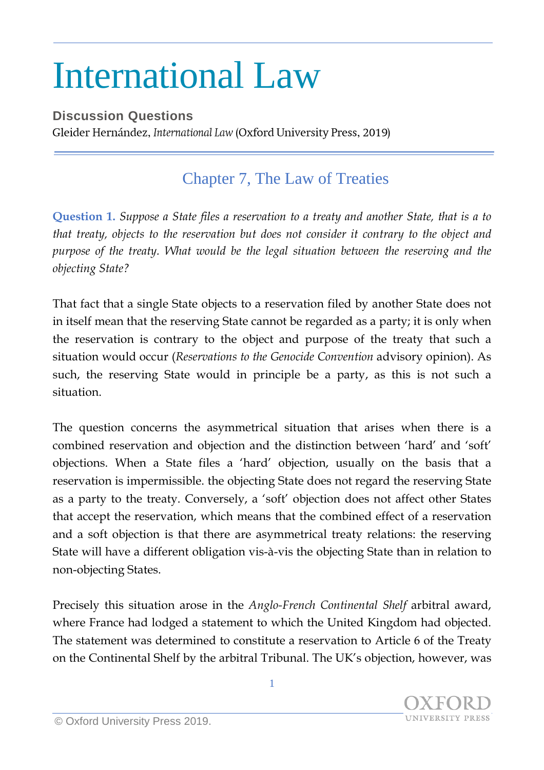# International Law

**Discussion Questions**

Gleider Hernández, *International Law* (Oxford University Press, 2019)

## Chapter 7, The Law of Treaties

**Question 1.** *Suppose a State files a reservation to a treaty and another State, that is a to that treaty, objects to the reservation but does not consider it contrary to the object and purpose of the treaty. What would be the legal situation between the reserving and the objecting State?*

That fact that a single State objects to a reservation filed by another State does not in itself mean that the reserving State cannot be regarded as a party; it is only when the reservation is contrary to the object and purpose of the treaty that such a situation would occur (*Reservations to the Genocide Convention* advisory opinion). As such, the reserving State would in principle be a party, as this is not such a situation.

The question concerns the asymmetrical situation that arises when there is a combined reservation and objection and the distinction between 'hard' and 'soft' objections. When a State files a 'hard' objection, usually on the basis that a reservation is impermissible. the objecting State does not regard the reserving State as a party to the treaty. Conversely, a 'soft' objection does not affect other States that accept the reservation, which means that the combined effect of a reservation and a soft objection is that there are asymmetrical treaty relations: the reserving State will have a different obligation vis-à-vis the objecting State than in relation to non-objecting States.

Precisely this situation arose in the *Anglo-French Continental Shelf* arbitral award, where France had lodged a statement to which the United Kingdom had objected. The statement was determined to constitute a reservation to Article 6 of the Treaty on the Continental Shelf by the arbitral Tribunal. The UK's objection, however, was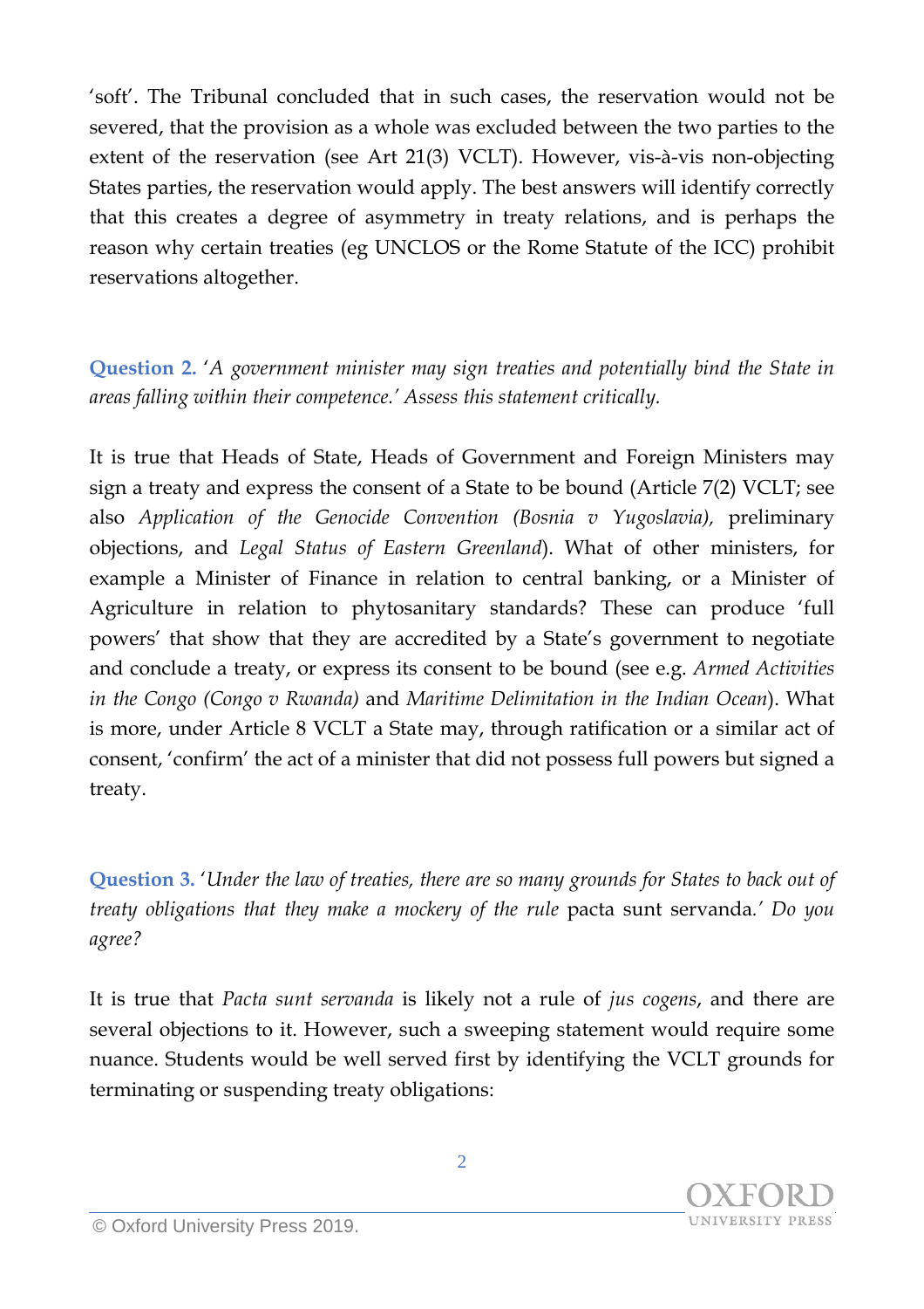'soft'. The Tribunal concluded that in such cases, the reservation would not be severed, that the provision as a whole was excluded between the two parties to the extent of the reservation (see Art 21(3) VCLT). However, vis-à-vis non-objecting States parties, the reservation would apply. The best answers will identify correctly that this creates a degree of asymmetry in treaty relations, and is perhaps the reason why certain treaties (eg UNCLOS or the Rome Statute of the ICC) prohibit reservations altogether.

**Question 2.** '*A government minister may sign treaties and potentially bind the State in areas falling within their competence.' Assess this statement critically.*

It is true that Heads of State, Heads of Government and Foreign Ministers may sign a treaty and express the consent of a State to be bound (Article 7(2) VCLT; see also *Application of the Genocide Convention (Bosnia v Yugoslavia),* preliminary objections, and *Legal Status of Eastern Greenland*). What of other ministers, for example a Minister of Finance in relation to central banking, or a Minister of Agriculture in relation to phytosanitary standards? These can produce 'full powers' that show that they are accredited by a State's government to negotiate and conclude a treaty, or express its consent to be bound (see e.g. *Armed Activities in the Congo (Congo v Rwanda)* and *Maritime Delimitation in the Indian Ocean*). What is more, under Article 8 VCLT a State may, through ratification or a similar act of consent, 'confirm' the act of a minister that did not possess full powers but signed a treaty.

**Question 3.** '*Under the law of treaties, there are so many grounds for States to back out of treaty obligations that they make a mockery of the rule* pacta sunt servanda.' *Do you agree?*

It is true that *Pacta sunt servanda* is likely not a rule of *jus cogens*, and there are several objections to it. However, such a sweeping statement would require some nuance. Students would be well served first by identifying the VCLT grounds for terminating or suspending treaty obligations: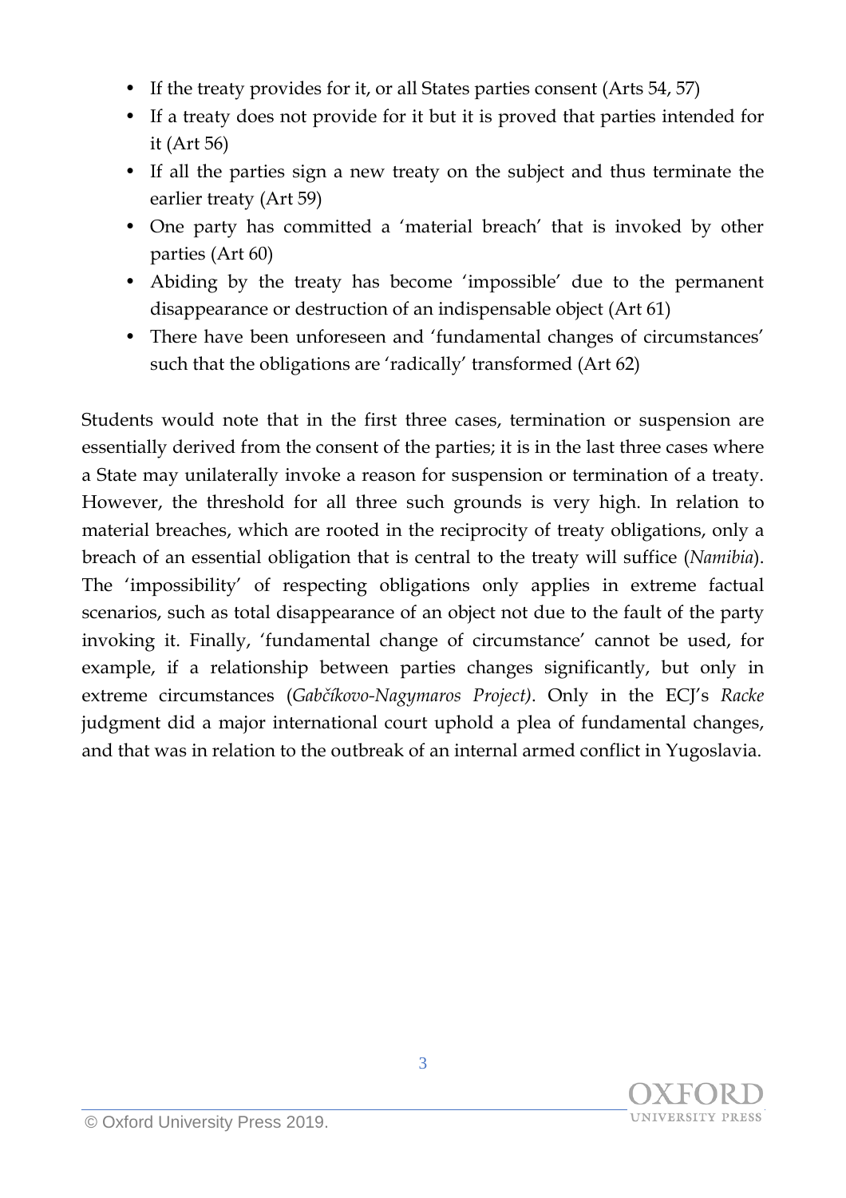- If the treaty provides for it, or all States parties consent (Arts 54, 57)
- If a treaty does not provide for it but it is proved that parties intended for it (Art 56)
- If all the parties sign a new treaty on the subject and thus terminate the earlier treaty (Art 59)
- One party has committed a 'material breach' that is invoked by other parties (Art 60)
- Abiding by the treaty has become 'impossible' due to the permanent disappearance or destruction of an indispensable object (Art 61)
- There have been unforeseen and 'fundamental changes of circumstances' such that the obligations are 'radically' transformed (Art 62)

Students would note that in the first three cases, termination or suspension are essentially derived from the consent of the parties; it is in the last three cases where a State may unilaterally invoke a reason for suspension or termination of a treaty. However, the threshold for all three such grounds is very high. In relation to material breaches, which are rooted in the reciprocity of treaty obligations, only a breach of an essential obligation that is central to the treaty will suffice (*Namibia*). The 'impossibility' of respecting obligations only applies in extreme factual scenarios, such as total disappearance of an object not due to the fault of the party invoking it. Finally, 'fundamental change of circumstance' cannot be used, for example, if a relationship between parties changes significantly, but only in extreme circumstances (*Gabčíkovo-Nagymaros Project)*. Only in the ECJ's *Racke* judgment did a major international court uphold a plea of fundamental changes, and that was in relation to the outbreak of an internal armed conflict in Yugoslavia.

© Oxford University Press 2019.